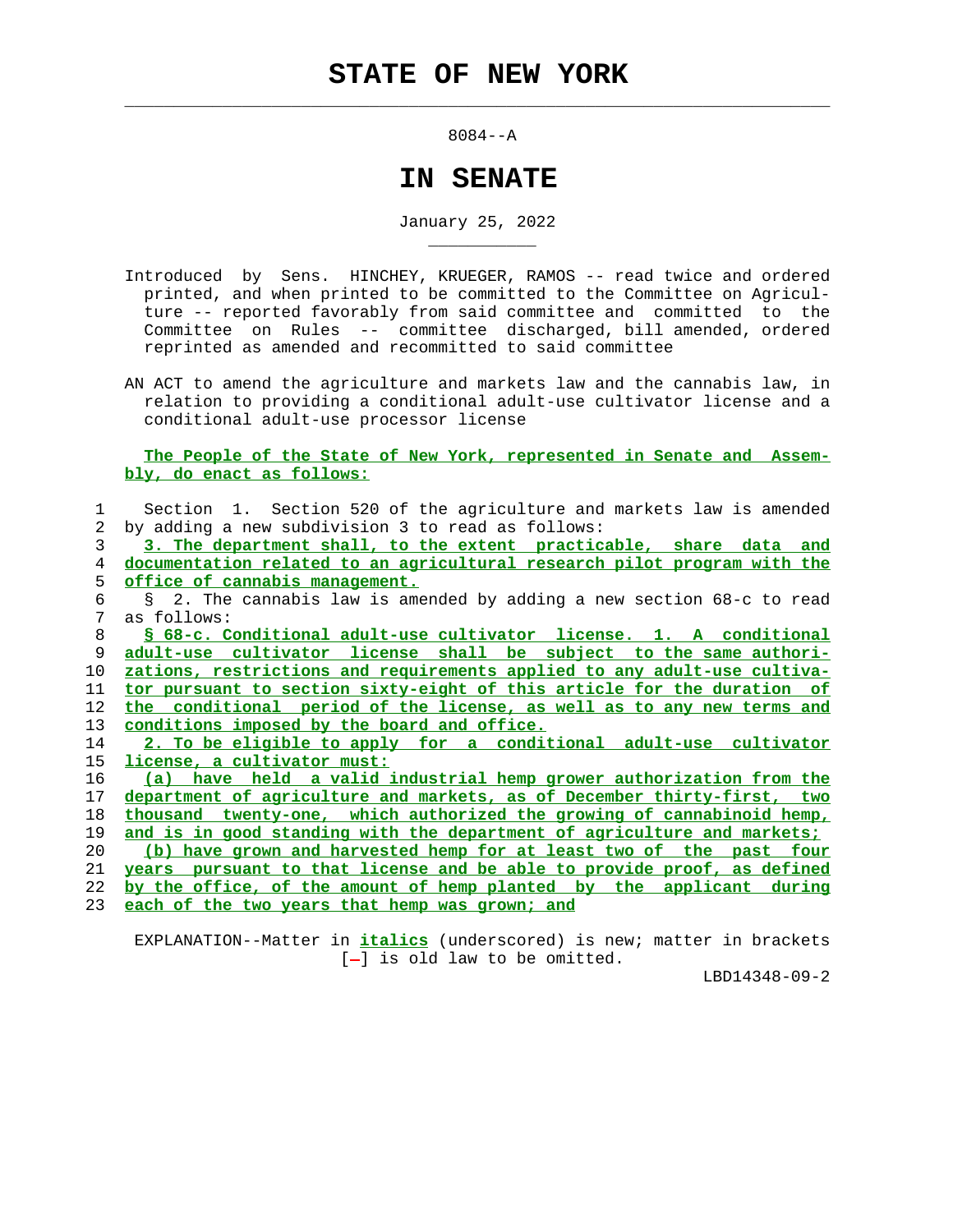# STATE OF NEW YORK

8084--A

## IN SENATE

January 25, 2022

Introduced by Sens. HINCHEY, KRUEGER, RAMOS -- read twice and ordered printed, and when printed to be committed to the Committee on Agriculture -- reported favorably from said committee and committed to the Committee on Rules -- committee discharged, bill amended, ordered reprinted as amended and recommitted to said committee

AN ACT to amend the agriculture and markets law and the cannabis law, in relation to providing a conditional adult-use cultivator license and a conditional adult-use processor license

The People of the State of New York, represented in Senate and Assembly, do enact as follows:

1 Section 1. Section 520 of the agriculture and markets law is amended
2 by adding a new subdivision 3 to read as follows:
3 3. The department shall, to the extent practicable, share data and
4 documentation related to an agricultural research pilot program with the
5 office of cannabis management.
6 § 2. The cannabis law is amended by adding a new section 68-c to read
7 as follows:
8 § 68-c. Conditional adult-use cultivator license. 1. A conditional
9 adult-use cultivator license shall be subject to the same authori-
10 zations, restrictions and requirements applied to any adult-use cultiva-
11 tor pursuant to section sixty-eight of this article for the duration of
12 the conditional period of the license, as well as to any new terms and
13 conditions imposed by the board and office.
14 2. To be eligible to apply for a conditional adult-use cultivator
15 license, a cultivator must:
16 (a) have held a valid industrial hemp grower authorization from the
17 department of agriculture and markets, as of December thirty-first, two
18 thousand twenty-one, which authorized the growing of cannabinoid hemp,
19 and is in good standing with the department of agriculture and markets;
20 (b) have grown and harvested hemp for at least two of the past four
21 years pursuant to that license and be able to provide proof, as defined
22 by the office, of the amount of hemp planted by the applicant during
23 each of the two years that hemp was grown; and

EXPLANATION--Matter in *italics* (underscored) is new; matter in brackets [-] is old law to be omitted.

LBD14348-09-2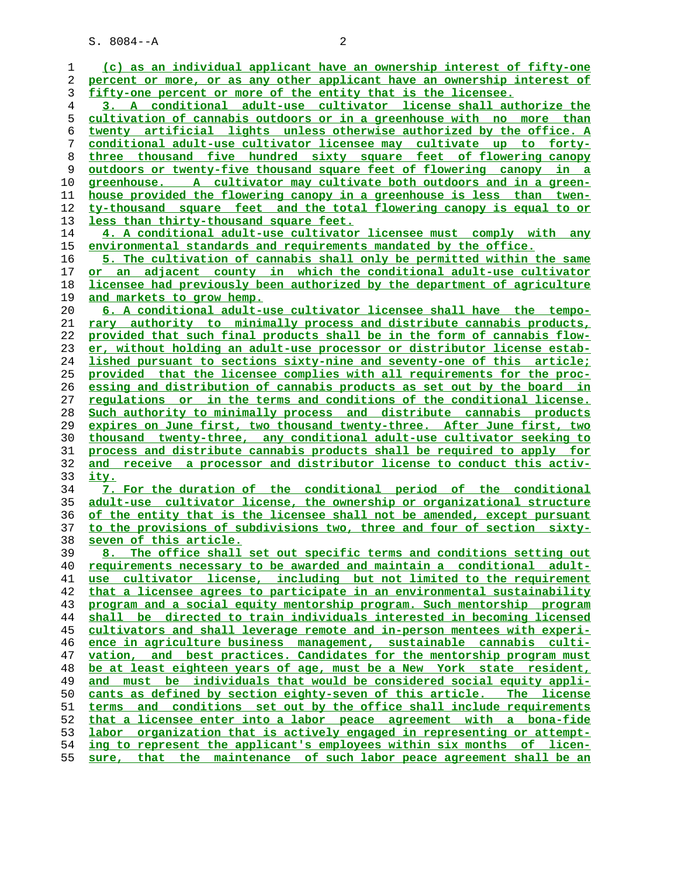(c) as an individual applicant have an ownership interest of fifty-one percent or more, or as any other applicant have an ownership interest of fifty-one percent or more of the entity that is the licensee.

3. A conditional adult-use cultivator license shall authorize the cultivation of cannabis outdoors or in a greenhouse with no more than twenty artificial lights unless otherwise authorized by the office. A conditional adult-use cultivator licensee may cultivate up to forty-three thousand five hundred sixty square feet of flowering canopy outdoors or twenty-five thousand square feet of flowering canopy in a greenhouse. A cultivator may cultivate both outdoors and in a greenhouse provided the flowering canopy in a greenhouse is less than twenty-thousand square feet and the total flowering canopy is equal to or less than thirty-thousand square feet.

4. A conditional adult-use cultivator licensee must comply with any environmental standards and requirements mandated by the office.

5. The cultivation of cannabis shall only be permitted within the same or an adjacent county in which the conditional adult-use cultivator licensee had previously been authorized by the department of agriculture and markets to grow hemp.

6. A conditional adult-use cultivator licensee shall have the temporary authority to minimally process and distribute cannabis products, provided that such final products shall be in the form of cannabis flower, without holding an adult-use processor or distributor license established pursuant to sections sixty-nine and seventy-one of this article; provided that the licensee complies with all requirements for the processing and distribution of cannabis products as set out by the board in regulations or in the terms and conditions of the conditional license. Such authority to minimally process and distribute cannabis products expires on June first, two thousand twenty-three. After June first, two thousand twenty-three, any conditional adult-use cultivator seeking to process and distribute cannabis products shall be required to apply for and receive a processor and distributor license to conduct this activity.

7. For the duration of the conditional period of the conditional adult-use cultivator license, the ownership or organizational structure of the entity that is the licensee shall not be amended, except pursuant to the provisions of subdivisions two, three and four of section sixty-seven of this article.

8. The office shall set out specific terms and conditions setting out requirements necessary to be awarded and maintain a conditional adult-use cultivator license, including but not limited to the requirement that a licensee agrees to participate in an environmental sustainability program and a social equity mentorship program. Such mentorship program shall be directed to train individuals interested in becoming licensed cultivators and shall leverage remote and in-person mentees with experience in agriculture business management, sustainable cannabis cultivation, and best practices. Candidates for the mentorship program must be at least eighteen years of age, must be a New York state resident, and must be individuals that would be considered social equity applicants as defined by section eighty-seven of this article. The license terms and conditions set out by the office shall include requirements that a licensee enter into a labor peace agreement with a bona-fide labor organization that is actively engaged in representing or attempting to represent the applicant's employees within six months of licensure, that the maintenance of such labor peace agreement shall be an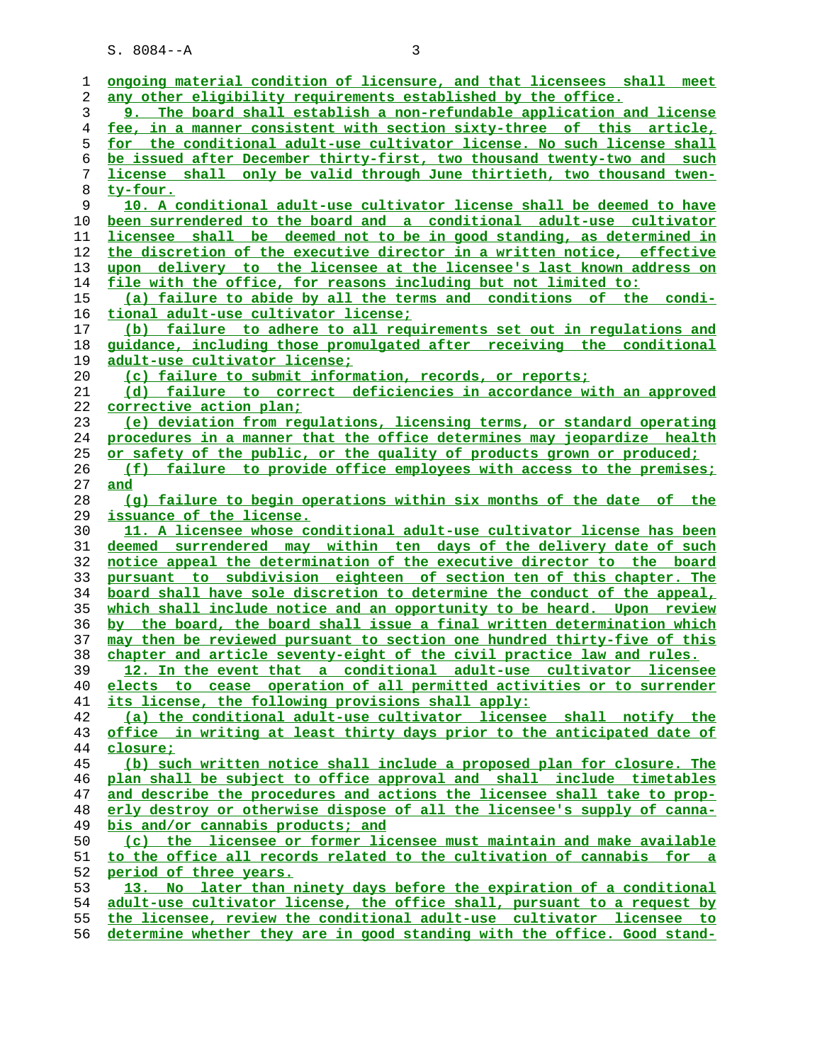ongoing material condition of licensure, and that licensees shall meet any other eligibility requirements established by the office.

9. The board shall establish a non-refundable application and license fee, in a manner consistent with section sixty-three of this article, for the conditional adult-use cultivator license. No such license shall be issued after December thirty-first, two thousand twenty-two and such license shall only be valid through June thirtieth, two thousand twenty-four.

10. A conditional adult-use cultivator license shall be deemed to have been surrendered to the board and a conditional adult-use cultivator licensee shall be deemed not to be in good standing, as determined in the discretion of the executive director in a written notice, effective upon delivery to the licensee at the licensee's last known address on file with the office, for reasons including but not limited to:

(a) failure to abide by all the terms and conditions of the conditional adult-use cultivator license;

(b) failure to adhere to all requirements set out in regulations and guidance, including those promulgated after receiving the conditional adult-use cultivator license;

(c) failure to submit information, records, or reports;

(d) failure to correct deficiencies in accordance with an approved corrective action plan;

(e) deviation from regulations, licensing terms, or standard operating procedures in a manner that the office determines may jeopardize health or safety of the public, or the quality of products grown or produced;

(f) failure to provide office employees with access to the premises; and

(g) failure to begin operations within six months of the date of the issuance of the license.

11. A licensee whose conditional adult-use cultivator license has been deemed surrendered may within ten days of the delivery date of such notice appeal the determination of the executive director to the board pursuant to subdivision eighteen of section ten of this chapter. The board shall have sole discretion to determine the conduct of the appeal, which shall include notice and an opportunity to be heard. Upon review by the board, the board shall issue a final written determination which may then be reviewed pursuant to section one hundred thirty-five of this chapter and article seventy-eight of the civil practice law and rules.

12. In the event that a conditional adult-use cultivator licensee elects to cease operation of all permitted activities or to surrender its license, the following provisions shall apply:

(a) the conditional adult-use cultivator licensee shall notify the office in writing at least thirty days prior to the anticipated date of closure;

(b) such written notice shall include a proposed plan for closure. The plan shall be subject to office approval and shall include timetables and describe the procedures and actions the licensee shall take to properly destroy or otherwise dispose of all the licensee's supply of cannabis and/or cannabis products; and

(c) the licensee or former licensee must maintain and make available to the office all records related to the cultivation of cannabis for a period of three years.

13. No later than ninety days before the expiration of a conditional adult-use cultivator license, the office shall, pursuant to a request by the licensee, review the conditional adult-use cultivator licensee to determine whether they are in good standing with the office. Good stand-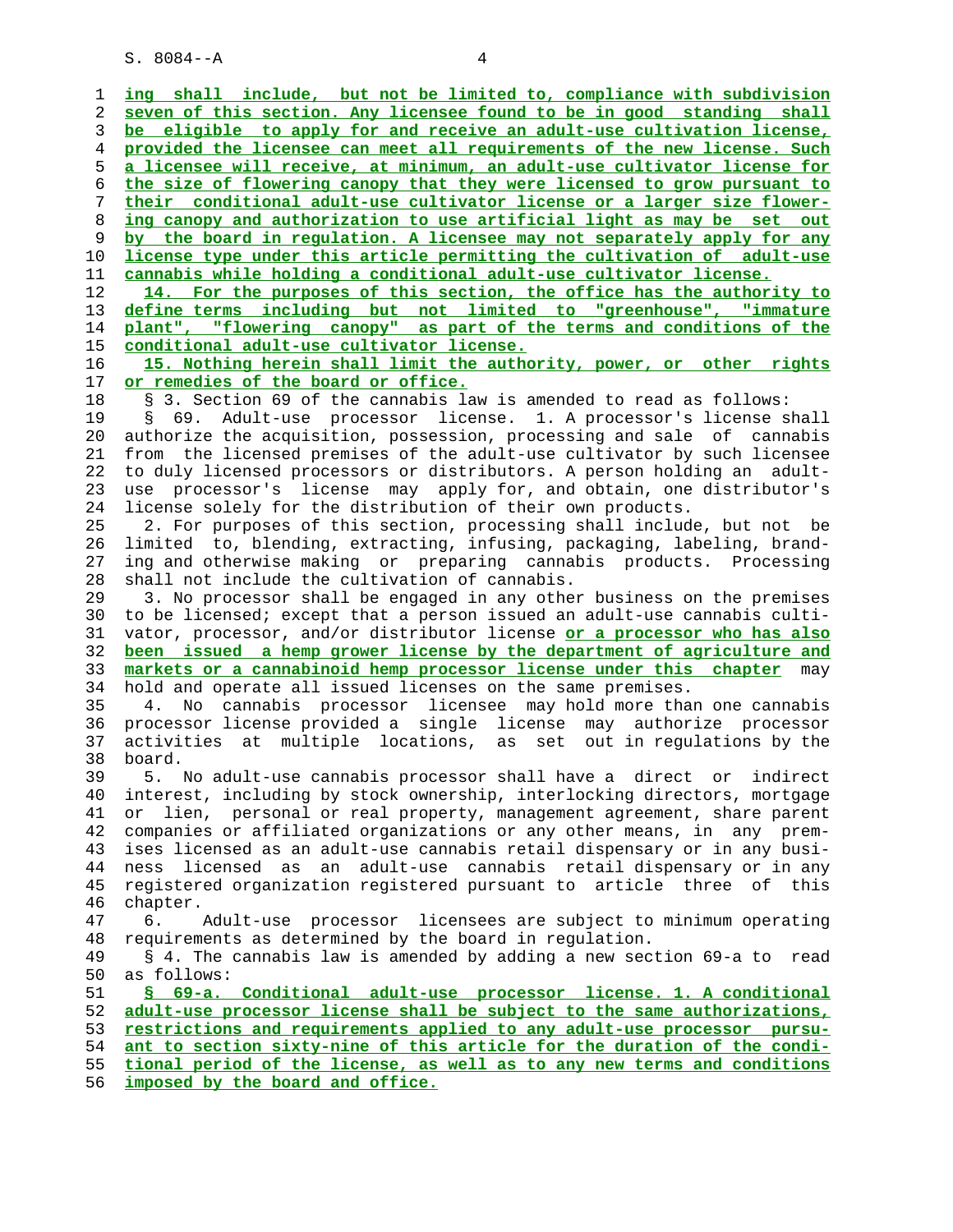ing shall include, but not be limited to, compliance with subdivision seven of this section. Any licensee found to be in good standing shall be eligible to apply for and receive an adult-use cultivation license, provided the licensee can meet all requirements of the new license. Such a licensee will receive, at minimum, an adult-use cultivator license for the size of flowering canopy that they were licensed to grow pursuant to their conditional adult-use cultivator license or a larger size flowering canopy and authorization to use artificial light as may be set out by the board in regulation. A licensee may not separately apply for any license type under this article permitting the cultivation of adult-use cannabis while holding a conditional adult-use cultivator license.

14. For the purposes of this section, the office has the authority to define terms including but not limited to "greenhouse", "immature plant", "flowering canopy" as part of the terms and conditions of the conditional adult-use cultivator license.

15. Nothing herein shall limit the authority, power, or other rights or remedies of the board or office.

§ 3. Section 69 of the cannabis law is amended to read as follows:

§ 69. Adult-use processor license. 1. A processor's license shall authorize the acquisition, possession, processing and sale of cannabis from the licensed premises of the adult-use cultivator by such licensee to duly licensed processors or distributors. A person holding an adult-use processor's license may apply for, and obtain, one distributor's license solely for the distribution of their own products.

2. For purposes of this section, processing shall include, but not be limited to, blending, extracting, infusing, packaging, labeling, branding and otherwise making or preparing cannabis products. Processing shall not include the cultivation of cannabis.

3. No processor shall be engaged in any other business on the premises to be licensed; except that a person issued an adult-use cannabis cultivator, processor, and/or distributor license or a processor who has also been issued a hemp grower license by the department of agriculture and markets or a cannabinoid hemp processor license under this chapter may hold and operate all issued licenses on the same premises.

4. No cannabis processor licensee may hold more than one cannabis processor license provided a single license may authorize processor activities at multiple locations, as set out in regulations by the board.

5. No adult-use cannabis processor shall have a direct or indirect interest, including by stock ownership, interlocking directors, mortgage or lien, personal or real property, management agreement, share parent companies or affiliated organizations or any other means, in any premises licensed as an adult-use cannabis retail dispensary or in any business licensed as an adult-use cannabis retail dispensary or in any registered organization registered pursuant to article three of this chapter.

6. Adult-use processor licensees are subject to minimum operating requirements as determined by the board in regulation.

§ 4. The cannabis law is amended by adding a new section 69-a to read as follows:

§ 69-a. Conditional adult-use processor license. 1. A conditional adult-use processor license shall be subject to the same authorizations, restrictions and requirements applied to any adult-use processor pursuant to section sixty-nine of this article for the duration of the conditional period of the license, as well as to any new terms and conditions imposed by the board and office.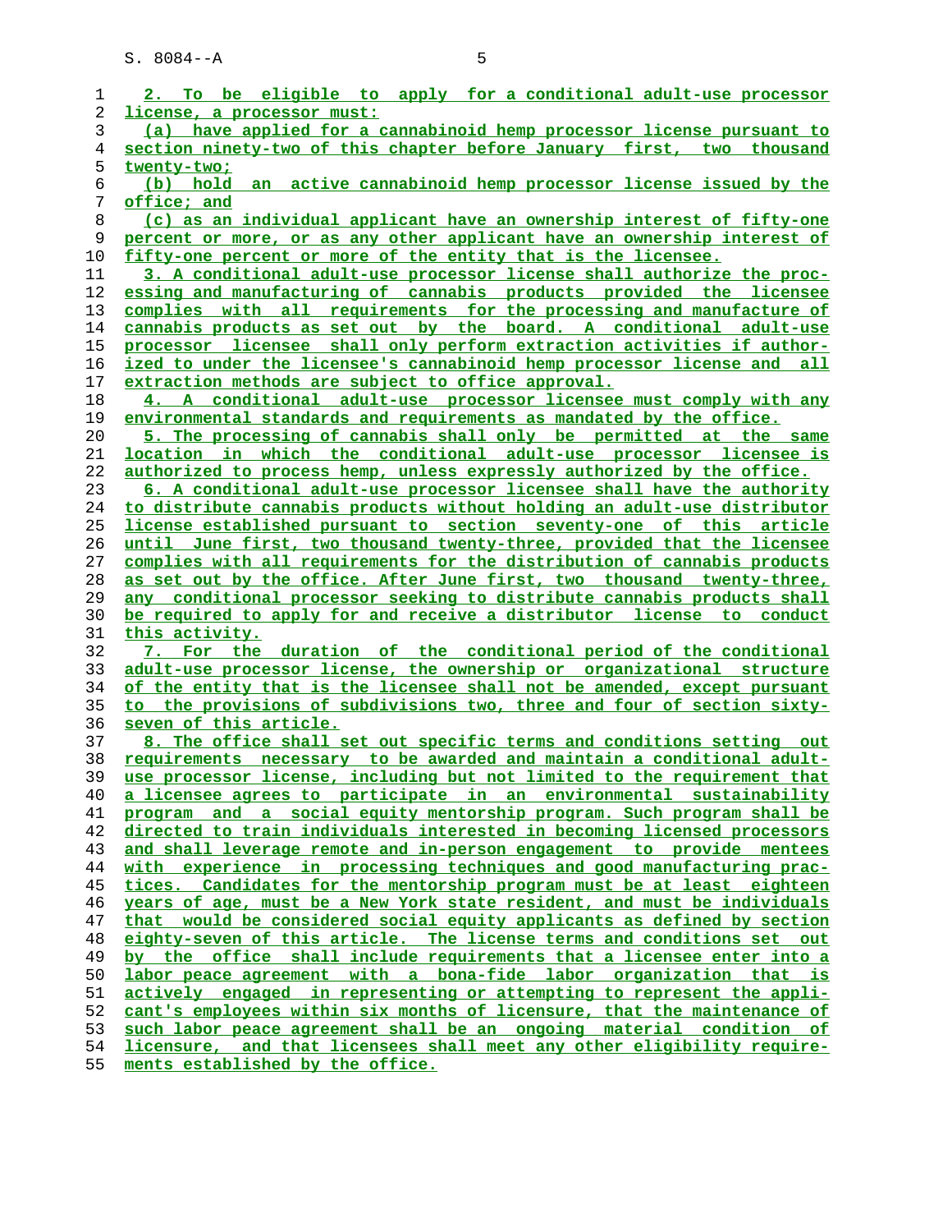2. To be eligible to apply for a conditional adult-use processor license, a processor must:

(a) have applied for a cannabinoid hemp processor license pursuant to section ninety-two of this chapter before January first, two thousand twenty-two;

(b) hold an active cannabinoid hemp processor license issued by the office; and

(c) as an individual applicant have an ownership interest of fifty-one percent or more, or as any other applicant have an ownership interest of fifty-one percent or more of the entity that is the licensee.

3. A conditional adult-use processor license shall authorize the processing and manufacturing of cannabis products provided the licensee complies with all requirements for the processing and manufacture of cannabis products as set out by the board. A conditional adult-use processor licensee shall only perform extraction activities if authorized to under the licensee's cannabinoid hemp processor license and all extraction methods are subject to office approval.

4. A conditional adult-use processor licensee must comply with any environmental standards and requirements as mandated by the office.

5. The processing of cannabis shall only be permitted at the same location in which the conditional adult-use processor licensee is authorized to process hemp, unless expressly authorized by the office.

6. A conditional adult-use processor licensee shall have the authority to distribute cannabis products without holding an adult-use distributor license established pursuant to section seventy-one of this article until June first, two thousand twenty-three, provided that the licensee complies with all requirements for the distribution of cannabis products as set out by the office. After June first, two thousand twenty-three, any conditional processor seeking to distribute cannabis products shall be required to apply for and receive a distributor license to conduct this activity.

7. For the duration of the conditional period of the conditional adult-use processor license, the ownership or organizational structure of the entity that is the licensee shall not be amended, except pursuant to the provisions of subdivisions two, three and four of section sixty-seven of this article.

8. The office shall set out specific terms and conditions setting out requirements necessary to be awarded and maintain a conditional adult-use processor license, including but not limited to the requirement that a licensee agrees to participate in an environmental sustainability program and a social equity mentorship program. Such program shall be directed to train individuals interested in becoming licensed processors and shall leverage remote and in-person engagement to provide mentees with experience in processing techniques and good manufacturing practices. Candidates for the mentorship program must be at least eighteen years of age, must be a New York state resident, and must be individuals that would be considered social equity applicants as defined by section eighty-seven of this article. The license terms and conditions set out by the office shall include requirements that a licensee enter into a labor peace agreement with a bona-fide labor organization that is actively engaged in representing or attempting to represent the applicant's employees within six months of licensure, that the maintenance of such labor peace agreement shall be an ongoing material condition of licensure, and that licensees shall meet any other eligibility requirements established by the office.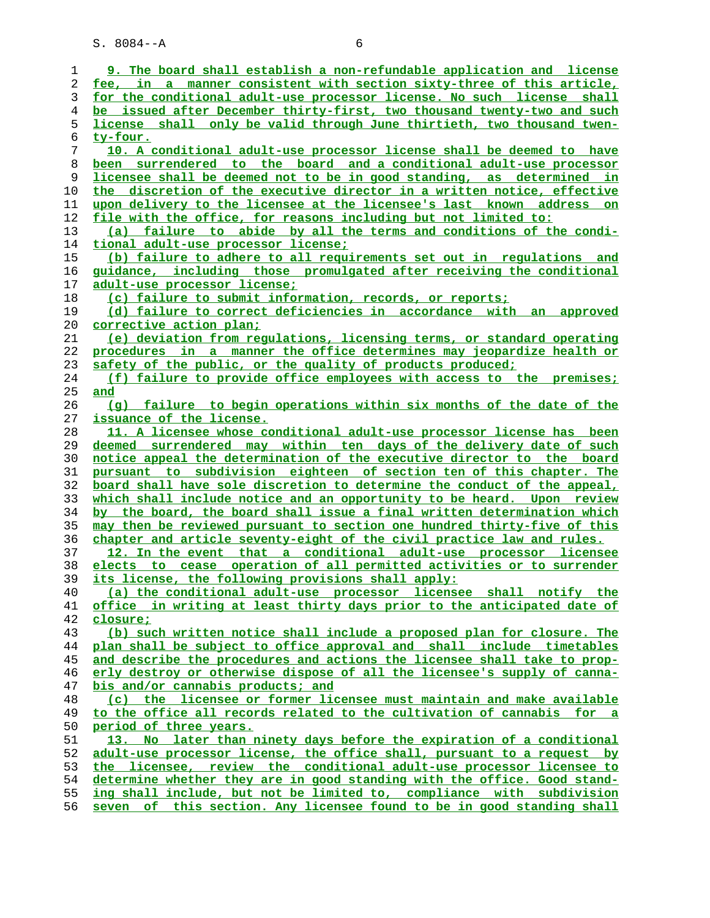9. The board shall establish a non-refundable application and license fee, in a manner consistent with section sixty-three of this article, for the conditional adult-use processor license. No such license shall be issued after December thirty-first, two thousand twenty-two and such license shall only be valid through June thirtieth, two thousand twenty-four.

10. A conditional adult-use processor license shall be deemed to have been surrendered to the board and a conditional adult-use processor licensee shall be deemed not to be in good standing, as determined in the discretion of the executive director in a written notice, effective upon delivery to the licensee at the licensee's last known address on file with the office, for reasons including but not limited to:

(a) failure to abide by all the terms and conditions of the conditional adult-use processor license;

(b) failure to adhere to all requirements set out in regulations and guidance, including those promulgated after receiving the conditional adult-use processor license;

(c) failure to submit information, records, or reports;

(d) failure to correct deficiencies in accordance with an approved corrective action plan;

(e) deviation from regulations, licensing terms, or standard operating procedures in a manner the office determines may jeopardize health or safety of the public, or the quality of products produced;

(f) failure to provide office employees with access to the premises; and

(g) failure to begin operations within six months of the date of the issuance of the license.

11. A licensee whose conditional adult-use processor license has been deemed surrendered may within ten days of the delivery date of such notice appeal the determination of the executive director to the board pursuant to subdivision eighteen of section ten of this chapter. The board shall have sole discretion to determine the conduct of the appeal, which shall include notice and an opportunity to be heard. Upon review by the board, the board shall issue a final written determination which may then be reviewed pursuant to section one hundred thirty-five of this chapter and article seventy-eight of the civil practice law and rules.

12. In the event that a conditional adult-use processor licensee elects to cease operation of all permitted activities or to surrender its license, the following provisions shall apply:

(a) the conditional adult-use processor licensee shall notify the office in writing at least thirty days prior to the anticipated date of closure;

(b) such written notice shall include a proposed plan for closure. The plan shall be subject to office approval and shall include timetables and describe the procedures and actions the licensee shall take to properly destroy or otherwise dispose of all the licensee's supply of cannabis and/or cannabis products; and

(c) the licensee or former licensee must maintain and make available to the office all records related to the cultivation of cannabis for a period of three years.

13. No later than ninety days before the expiration of a conditional adult-use processor license, the office shall, pursuant to a request by the licensee, review the conditional adult-use processor licensee to determine whether they are in good standing with the office. Good standing shall include, but not be limited to, compliance with subdivision seven of this section. Any licensee found to be in good standing shall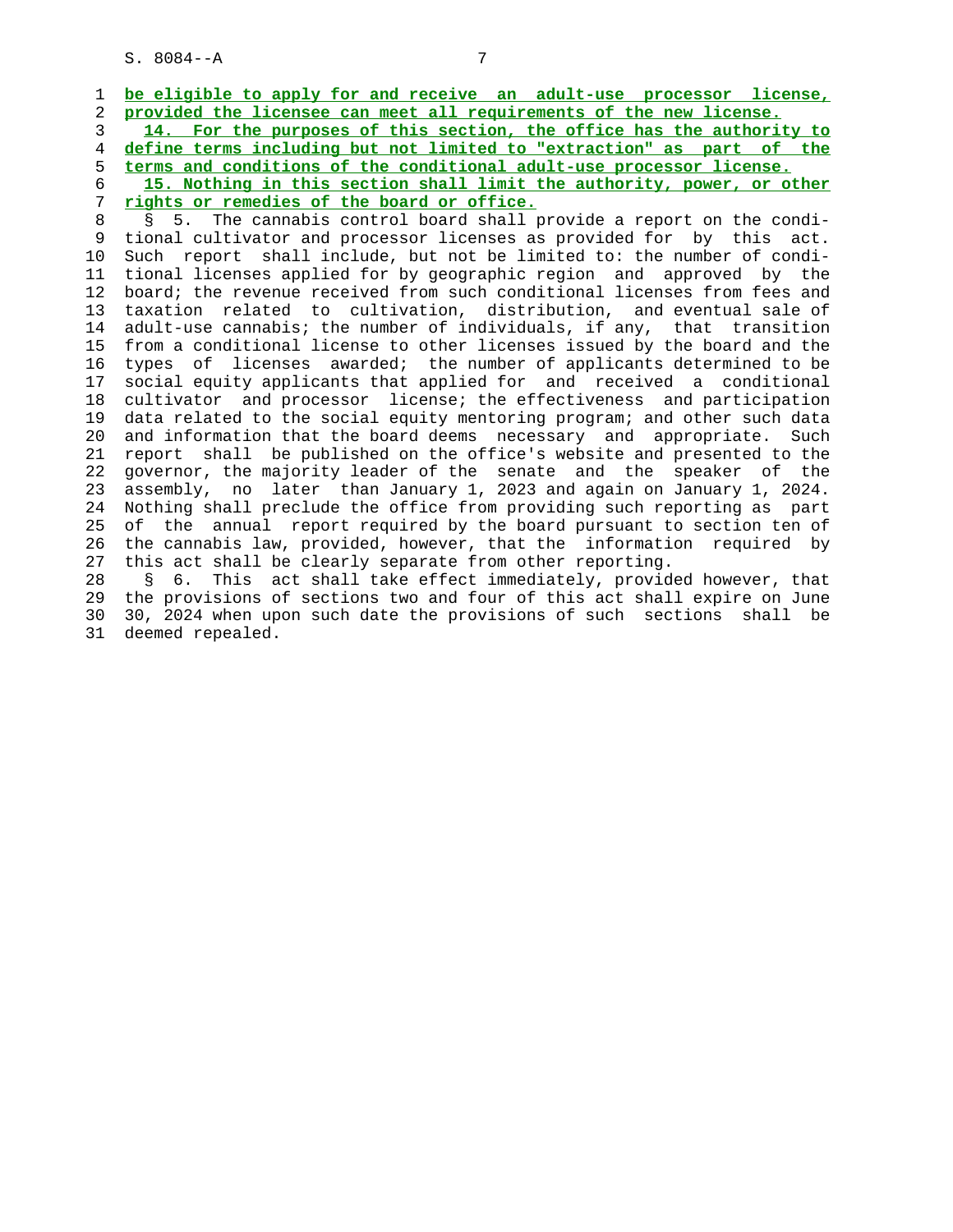**be eligible to apply for and receive an adult-use processor license, provided the licensee can meet all requirements of the new license.**

**14. For the purposes of this section, the office has the authority to define terms including but not limited to "extraction" as part of the terms and conditions of the conditional adult-use processor license.**

**15. Nothing in this section shall limit the authority, power, or other rights or remedies of the board or office.**

§ 5. The cannabis control board shall provide a report on the conditional cultivator and processor licenses as provided for by this act. Such report shall include, but not be limited to: the number of conditional licenses applied for by geographic region and approved by the board; the revenue received from such conditional licenses from fees and taxation related to cultivation, distribution, and eventual sale of adult-use cannabis; the number of individuals, if any, that transition from a conditional license to other licenses issued by the board and the types of licenses awarded; the number of applicants determined to be social equity applicants that applied for and received a conditional cultivator and processor license; the effectiveness and participation data related to the social equity mentoring program; and other such data and information that the board deems necessary and appropriate. Such report shall be published on the office's website and presented to the governor, the majority leader of the senate and the speaker of the assembly, no later than January 1, 2023 and again on January 1, 2024. Nothing shall preclude the office from providing such reporting as part of the annual report required by the board pursuant to section ten of the cannabis law, provided, however, that the information required by this act shall be clearly separate from other reporting.

§ 6. This act shall take effect immediately, provided however, that the provisions of sections two and four of this act shall expire on June 30, 2024 when upon such date the provisions of such sections shall be deemed repealed.